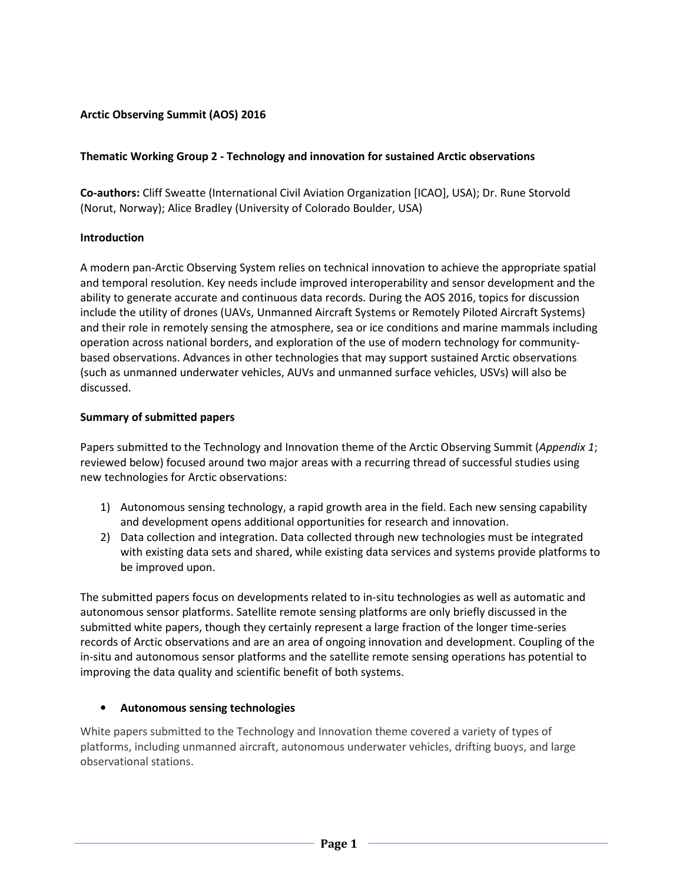**Arctic Observing Summit (AOS) 2016**

**Thematic Working Group 2 - Technology and innovation for sustained Arctic observations**

**Co-authors:** Cliff Sweatte (International Civil Aviation Organization [ICAO], USA); Dr. Rune Storvold (Norut, Norway); Alice Bradley (University of Colorado Boulder, USA)

**Introduction**

A modern pan-Arctic Observing System relies on technical innovation to achieve the appropriate spatial and temporal resolution. Key needs include improved interoperability and sensor development and the ability to generate accurate and continuous data records. During the AOS 2016, topics for discussion include the utility of drones (UAVs, Unmanned Aircraft Systems or Remotely Piloted Aircraft Systems) and their role in remotely sensing the atmosphere, sea or ice conditions and marine mammals including operation across national borders, and exploration of the use of modern technology for community-based observations. Advances in other technologies that may support sustained Arctic observations (such as unmanned underwater vehicles, AUVs and unmanned surface vehicles, USVs) will also be discussed.

**Summary of submitted papers**

Papers submitted to the Technology and Innovation theme of the Arctic Observing Summit (*Appendix 1*; reviewed below) focused around two major areas with a recurring thread of successful studies using new technologies for Arctic observations:

1) Autonomous sensing technology, a rapid growth area in the field. Each new sensing capability and development opens additional opportunities for research and innovation.
2) Data collection and integration. Data collected through new technologies must be integrated with existing data sets and shared, while existing data services and systems provide platforms to be improved upon.

The submitted papers focus on developments related to in-situ technologies as well as automatic and autonomous sensor platforms. Satellite remote sensing platforms are only briefly discussed in the submitted white papers, though they certainly represent a large fraction of the longer time-series records of Arctic observations and are an area of ongoing innovation and development. Coupling of the in-situ and autonomous sensor platforms and the satellite remote sensing operations has potential to improving the data quality and scientific benefit of both systems.

- **Autonomous sensing technologies**

White papers submitted to the Technology and Innovation theme covered a variety of types of platforms, including unmanned aircraft, autonomous underwater vehicles, drifting buoys, and large observational stations.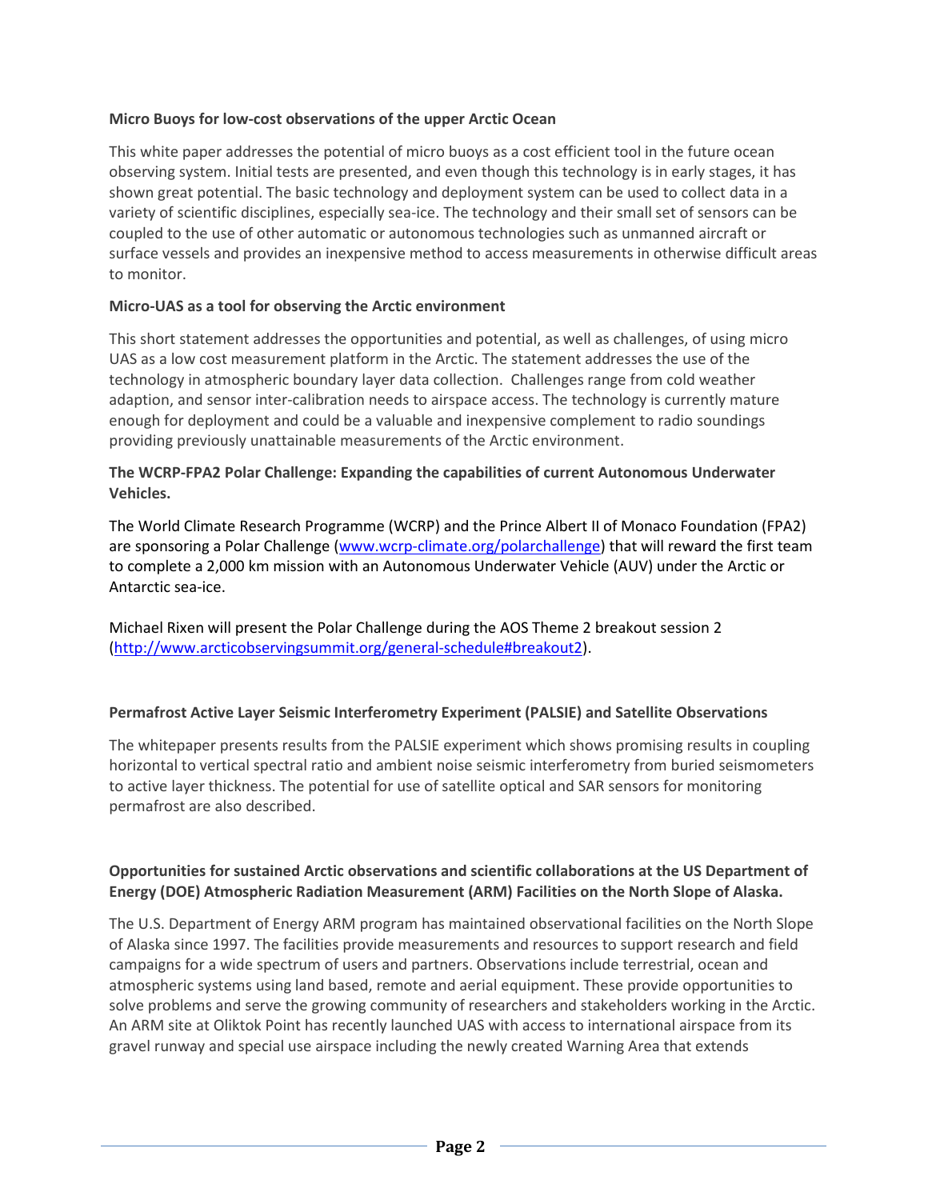**Micro Buoys for low-cost observations of the upper Arctic Ocean**

This white paper addresses the potential of micro buoys as a cost efficient tool in the future ocean observing system. Initial tests are presented, and even though this technology is in early stages, it has shown great potential. The basic technology and deployment system can be used to collect data in a variety of scientific disciplines, especially sea-ice. The technology and their small set of sensors can be coupled to the use of other automatic or autonomous technologies such as unmanned aircraft or surface vessels and provides an inexpensive method to access measurements in otherwise difficult areas to monitor.

**Micro-UAS as a tool for observing the Arctic environment**

This short statement addresses the opportunities and potential, as well as challenges, of using micro UAS as a low cost measurement platform in the Arctic. The statement addresses the use of the technology in atmospheric boundary layer data collection. Challenges range from cold weather adaption, and sensor inter-calibration needs to airspace access. The technology is currently mature enough for deployment and could be a valuable and inexpensive complement to radio soundings providing previously unattainable measurements of the Arctic environment.

**The WCRP-FPA2 Polar Challenge: Expanding the capabilities of current Autonomous Underwater Vehicles.**

The World Climate Research Programme (WCRP) and the Prince Albert II of Monaco Foundation (FPA2) are sponsoring a Polar Challenge (www.wcrp-climate.org/polarchallenge) that will reward the first team to complete a 2,000 km mission with an Autonomous Underwater Vehicle (AUV) under the Arctic or Antarctic sea-ice.

Michael Rixen will present the Polar Challenge during the AOS Theme 2 breakout session 2 (http://www.arcticobservingsummit.org/general-schedule#breakout2).

**Permafrost Active Layer Seismic Interferometry Experiment (PALSIE) and Satellite Observations**

The whitepaper presents results from the PALSIE experiment which shows promising results in coupling horizontal to vertical spectral ratio and ambient noise seismic interferometry from buried seismometers to active layer thickness. The potential for use of satellite optical and SAR sensors for monitoring permafrost are also described.

**Opportunities for sustained Arctic observations and scientific collaborations at the US Department of Energy (DOE) Atmospheric Radiation Measurement (ARM) Facilities on the North Slope of Alaska.**

The U.S. Department of Energy ARM program has maintained observational facilities on the North Slope of Alaska since 1997. The facilities provide measurements and resources to support research and field campaigns for a wide spectrum of users and partners. Observations include terrestrial, ocean and atmospheric systems using land based, remote and aerial equipment. These provide opportunities to solve problems and serve the growing community of researchers and stakeholders working in the Arctic. An ARM site at Oliktok Point has recently launched UAS with access to international airspace from its gravel runway and special use airspace including the newly created Warning Area that extends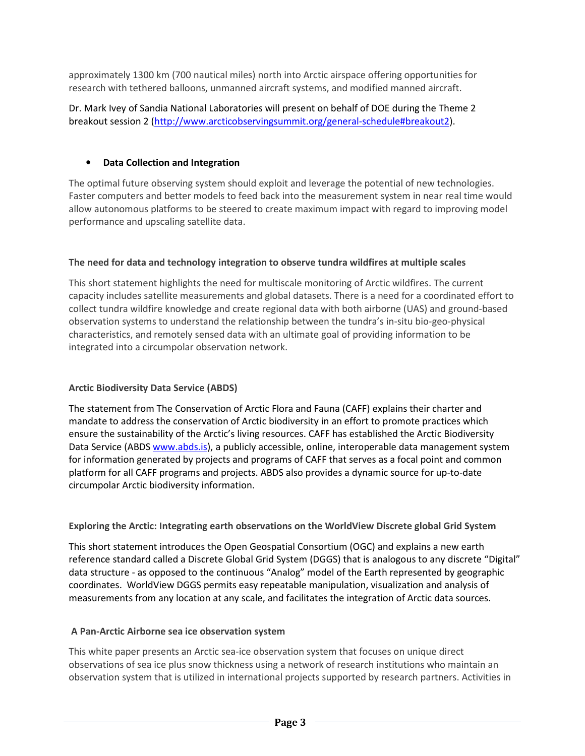approximately 1300 km (700 nautical miles) north into Arctic airspace offering opportunities for research with tethered balloons, unmanned aircraft systems, and modified manned aircraft.

Dr. Mark Ivey of Sandia National Laboratories will present on behalf of DOE during the Theme 2 breakout session 2 (http://www.arcticobservingsummit.org/general-schedule#breakout2).

- **Data Collection and Integration**

The optimal future observing system should exploit and leverage the potential of new technologies. Faster computers and better models to feed back into the measurement system in near real time would allow autonomous platforms to be steered to create maximum impact with regard to improving model performance and upscaling satellite data.

**The need for data and technology integration to observe tundra wildfires at multiple scales**

This short statement highlights the need for multiscale monitoring of Arctic wildfires. The current capacity includes satellite measurements and global datasets. There is a need for a coordinated effort to collect tundra wildfire knowledge and create regional data with both airborne (UAS) and ground-based observation systems to understand the relationship between the tundra's in-situ bio-geo-physical characteristics, and remotely sensed data with an ultimate goal of providing information to be integrated into a circumpolar observation network.

**Arctic Biodiversity Data Service (ABDS)**

The statement from The Conservation of Arctic Flora and Fauna (CAFF) explains their charter and mandate to address the conservation of Arctic biodiversity in an effort to promote practices which ensure the sustainability of the Arctic's living resources. CAFF has established the Arctic Biodiversity Data Service (ABDS www.abds.is), a publicly accessible, online, interoperable data management system for information generated by projects and programs of CAFF that serves as a focal point and common platform for all CAFF programs and projects. ABDS also provides a dynamic source for up-to-date circumpolar Arctic biodiversity information.

**Exploring the Arctic: Integrating earth observations on the WorldView Discrete global Grid System**

This short statement introduces the Open Geospatial Consortium (OGC) and explains a new earth reference standard called a Discrete Global Grid System (DGGS) that is analogous to any discrete "Digital" data structure - as opposed to the continuous "Analog" model of the Earth represented by geographic coordinates. WorldView DGGS permits easy repeatable manipulation, visualization and analysis of measurements from any location at any scale, and facilitates the integration of Arctic data sources.

**A Pan-Arctic Airborne sea ice observation system**

This white paper presents an Arctic sea-ice observation system that focuses on unique direct observations of sea ice plus snow thickness using a network of research institutions who maintain an observation system that is utilized in international projects supported by research partners. Activities in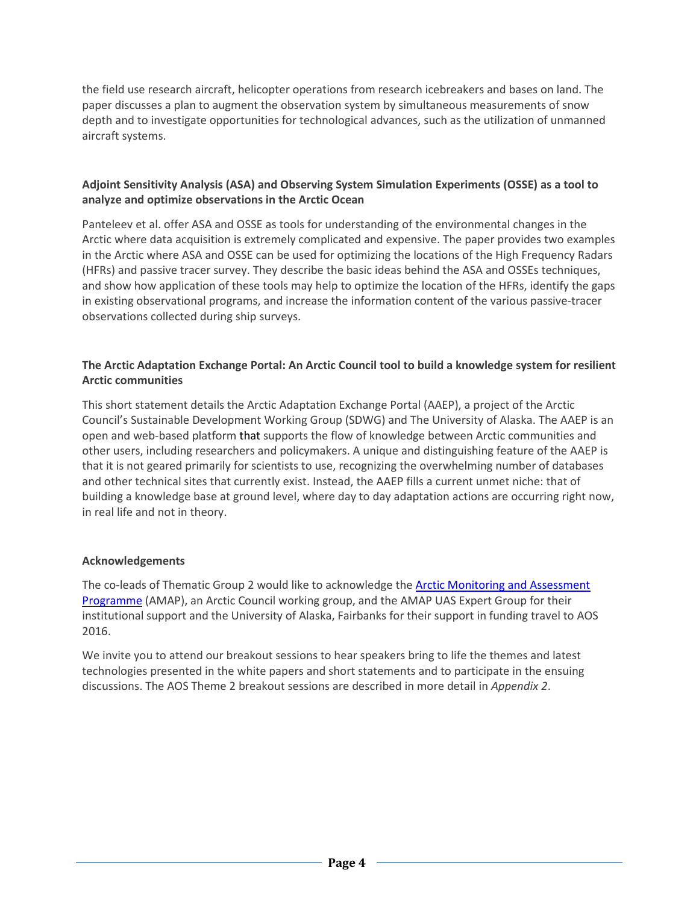the field use research aircraft, helicopter operations from research icebreakers and bases on land. The paper discusses a plan to augment the observation system by simultaneous measurements of snow depth and to investigate opportunities for technological advances, such as the utilization of unmanned aircraft systems.

**Adjoint Sensitivity Analysis (ASA) and Observing System Simulation Experiments (OSSE) as a tool to analyze and optimize observations in the Arctic Ocean**

Panteleev et al. offer ASA and OSSE as tools for understanding of the environmental changes in the Arctic where data acquisition is extremely complicated and expensive. The paper provides two examples in the Arctic where ASA and OSSE can be used for optimizing the locations of the High Frequency Radars (HFRs) and passive tracer survey. They describe the basic ideas behind the ASA and OSSEs techniques, and show how application of these tools may help to optimize the location of the HFRs, identify the gaps in existing observational programs, and increase the information content of the various passive-tracer observations collected during ship surveys.

**The Arctic Adaptation Exchange Portal: An Arctic Council tool to build a knowledge system for resilient Arctic communities**

This short statement details the Arctic Adaptation Exchange Portal (AAEP), a project of the Arctic Council's Sustainable Development Working Group (SDWG) and The University of Alaska. The AAEP is an open and web-based platform that supports the flow of knowledge between Arctic communities and other users, including researchers and policymakers. A unique and distinguishing feature of the AAEP is that it is not geared primarily for scientists to use, recognizing the overwhelming number of databases and other technical sites that currently exist. Instead, the AAEP fills a current unmet niche: that of building a knowledge base at ground level, where day to day adaptation actions are occurring right now, in real life and not in theory.

**Acknowledgements**

The co-leads of Thematic Group 2 would like to acknowledge the Arctic Monitoring and Assessment Programme (AMAP), an Arctic Council working group, and the AMAP UAS Expert Group for their institutional support and the University of Alaska, Fairbanks for their support in funding travel to AOS 2016.

We invite you to attend our breakout sessions to hear speakers bring to life the themes and latest technologies presented in the white papers and short statements and to participate in the ensuing discussions. The AOS Theme 2 breakout sessions are described in more detail in *Appendix 2*.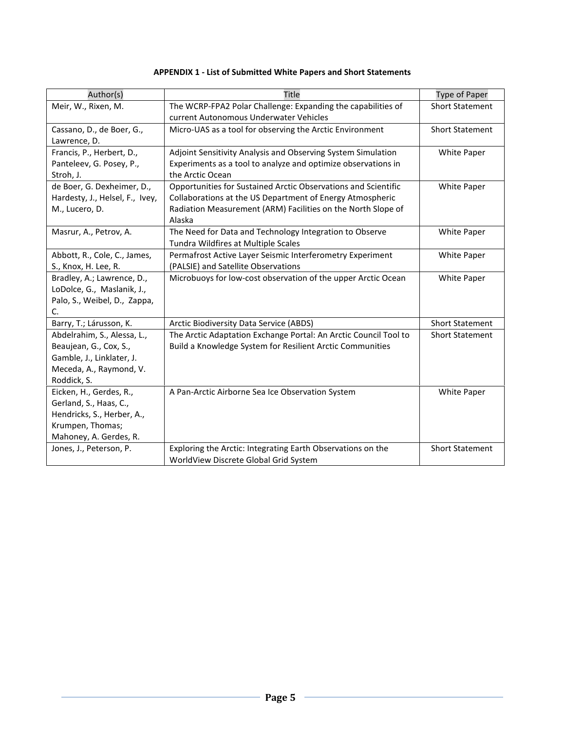**APPENDIX 1 - List of Submitted White Papers and Short Statements**

| Author(s) | Title | Type of Paper |
|---|---|---|
| Meir, W., Rixen, M. | The WCRP-FPA2 Polar Challenge: Expanding the capabilities of current Autonomous Underwater Vehicles | Short Statement |
| Cassano, D., de Boer, G., Lawrence, D. | Micro-UAS as a tool for observing the Arctic Environment | Short Statement |
| Francis, P., Herbert, D., Panteleev, G. Posey, P., Stroh, J. | Adjoint Sensitivity Analysis and Observing System Simulation Experiments as a tool to analyze and optimize observations in the Arctic Ocean | White Paper |
| de Boer, G. Dexheimer, D., Hardesty, J., Helsel, F., Ivey, M., Lucero, D. | Opportunities for Sustained Arctic Observations and Scientific Collaborations at the US Department of Energy Atmospheric Radiation Measurement (ARM) Facilities on the North Slope of Alaska | White Paper |
| Masrur, A., Petrov, A. | The Need for Data and Technology Integration to Observe Tundra Wildfires at Multiple Scales | White Paper |
| Abbott, R., Cole, C., James, S., Knox, H. Lee, R. | Permafrost Active Layer Seismic Interferometry Experiment (PALSIE) and Satellite Observations | White Paper |
| Bradley, A.; Lawrence, D., LoDolce, G., Maslanik, J., Palo, S., Weibel, D., Zappa, C. | Microbuoys for low-cost observation of the upper Arctic Ocean | White Paper |
| Barry, T.; Lárusson, K. | Arctic Biodiversity Data Service (ABDS) | Short Statement |
| Abdelrahim, S., Alessa, L., Beaujean, G., Cox, S., Gamble, J., Linklater, J. Meceda, A., Raymond, V. Roddick, S. | The Arctic Adaptation Exchange Portal: An Arctic Council Tool to Build a Knowledge System for Resilient Arctic Communities | Short Statement |
| Eicken, H., Gerdes, R., Gerland, S., Haas, C., Hendricks, S., Herber, A., Krumpen, Thomas; Mahoney, A. Gerdes, R. | A Pan-Arctic Airborne Sea Ice Observation System | White Paper |
| Jones, J., Peterson, P. | Exploring the Arctic: Integrating Earth Observations on the WorldView Discrete Global Grid System | Short Statement |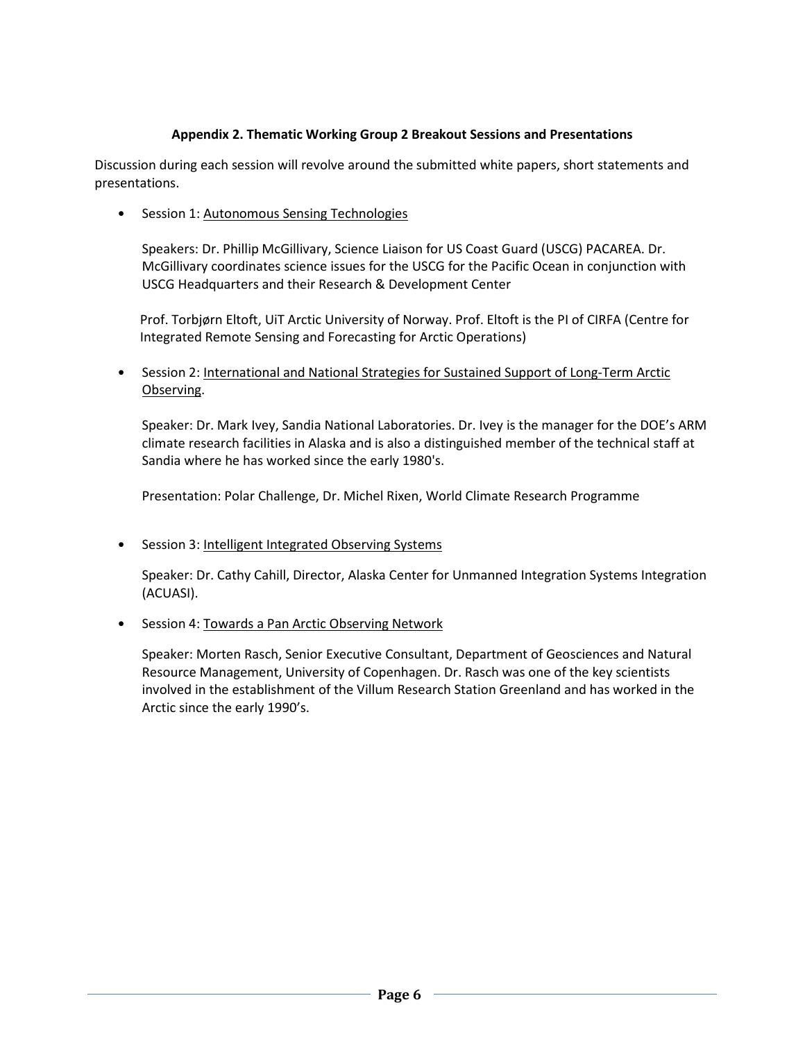**Appendix 2. Thematic Working Group 2 Breakout Sessions and Presentations**

Discussion during each session will revolve around the submitted white papers, short statements and presentations.

- Session 1: Autonomous Sensing Technologies

  Speakers: Dr. Phillip McGillivary, Science Liaison for US Coast Guard (USCG) PACAREA. Dr. McGillivary coordinates science issues for the USCG for the Pacific Ocean in conjunction with USCG Headquarters and their Research & Development Center

  Prof. Torbjørn Eltoft, UiT Arctic University of Norway. Prof. Eltoft is the PI of CIRFA (Centre for Integrated Remote Sensing and Forecasting for Arctic Operations)

- Session 2: International and National Strategies for Sustained Support of Long-Term Arctic Observing.

  Speaker: Dr. Mark Ivey, Sandia National Laboratories. Dr. Ivey is the manager for the DOE's ARM climate research facilities in Alaska and is also a distinguished member of the technical staff at Sandia where he has worked since the early 1980's.

  Presentation: Polar Challenge, Dr. Michel Rixen, World Climate Research Programme

- Session 3: Intelligent Integrated Observing Systems

  Speaker: Dr. Cathy Cahill, Director, Alaska Center for Unmanned Integration Systems Integration (ACUASI).

- Session 4: Towards a Pan Arctic Observing Network

  Speaker: Morten Rasch, Senior Executive Consultant, Department of Geosciences and Natural Resource Management, University of Copenhagen. Dr. Rasch was one of the key scientists involved in the establishment of the Villum Research Station Greenland and has worked in the Arctic since the early 1990's.